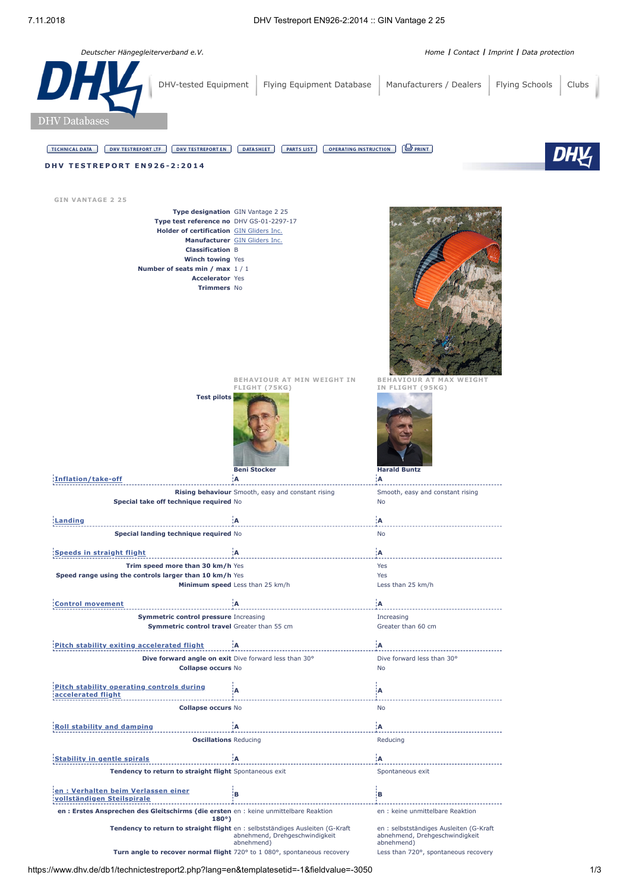Deutscher Hängegleiterverband e.V.

Home | Contact | Imprint | Data protection

DHV-tested Equipment | Flying Equipment Database | Manufacturers / Dealers | Flying Schools | Clubs

DHV Databases

TECHNICAL DATA | DHV TESTREPORT LTF | DHV TESTREPORT EN | DATASHEET | PARTS LIST | OPERATING INSTRUCTION | PRINT

# DHV TESTREPORT EN926-2:2014

## GIN VANTAGE 2 25

| | |
|---|---|
| **Type designation** | GIN Vantage 2 25 |
| **Type test reference no** | DHV GS-01-2297-17 |
| **Holder of certification** | GIN Gliders Inc. |
| **Manufacturer** | GIN Gliders Inc. |
| **Classification** | B |
| **Winch towing** | Yes |
| **Number of seats min / max** | 1 / 1 |
| **Accelerator** | Yes |
| **Trimmers** | No |

| | BEHAVIOUR AT MIN WEIGHT IN FLIGHT (75KG) | BEHAVIOUR AT MAX WEIGHT IN FLIGHT (95KG) |
|---|---|---|
| **Test pilots** | Beni Stocker | Harald Buntz |
| **Inflation/take-off** | A | A |
| **Rising behaviour** | Smooth, easy and constant rising | Smooth, easy and constant rising |
| **Special take off technique required** | No | No |
| **Landing** | A | A |
| **Special landing technique required** | No | No |
| **Speeds in straight flight** | A | A |
| **Trim speed more than 30 km/h** | Yes | Yes |
| **Speed range using the controls larger than 10 km/h** | Yes | Yes |
| **Minimum speed** | Less than 25 km/h | Less than 25 km/h |
| **Control movement** | A | A |
| **Symmetric control pressure** | Increasing | Increasing |
| **Symmetric control travel** | Greater than 55 cm | Greater than 60 cm |
| **Pitch stability exiting accelerated flight** | A | A |
| **Dive forward angle on exit** | Dive forward less than 30° | Dive forward less than 30° |
| **Collapse occurs** | No | No |
| **Pitch stability operating controls during accelerated flight** | A | A |
| **Collapse occurs** | No | No |
| **Roll stability and damping** | A | A |
| **Oscillations** | Reducing | Reducing |
| **Stability in gentle spirals** | A | A |
| **Tendency to return to straight flight** | Spontaneous exit | Spontaneous exit |
| **en : Verhalten beim Verlassen einer vollständigen Steilspirale** | B | B |
| **en : Erstes Ansprechen des Gleitschirms (die ersten 180°)** | en : keine unmittelbare Reaktion | en : keine unmittelbare Reaktion |
| **Tendency to return to straight flight** | en : selbstständiges Ausleiten (G-Kraft abnehmend, Drehgeschwindigkeit abnehmend) | en : selbstständiges Ausleiten (G-Kraft abnehmend, Drehgeschwindigkeit abnehmend) |
| **Turn angle to recover normal flight** | 720° to 1 080°, spontaneous recovery | Less than 720°, spontaneous recovery |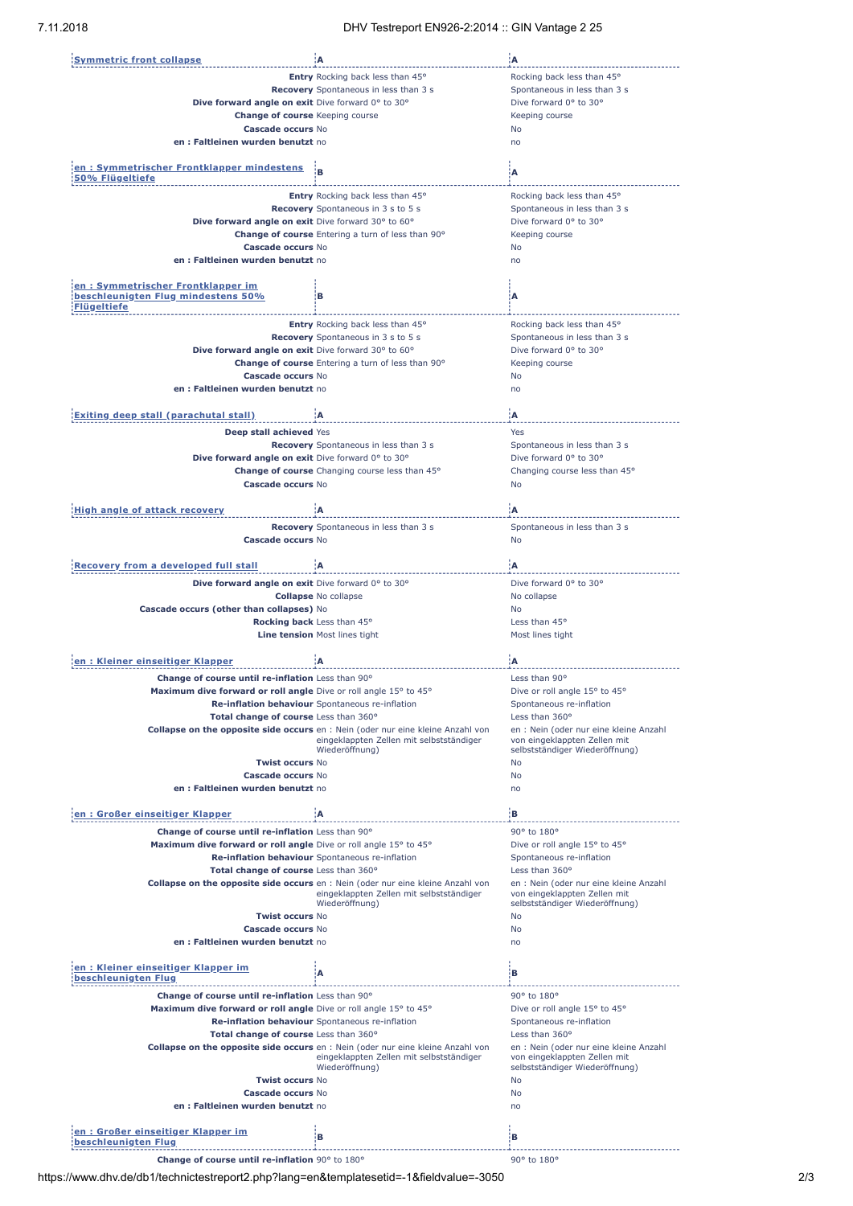| Symmetric front collapse | A | A |
|---|---|---|
| **Entry** | Rocking back less than 45° | Rocking back less than 45° |
| **Recovery** | Spontaneous in less than 3 s | Spontaneous in less than 3 s |
| **Dive forward angle on exit** | Dive forward 0° to 30° | Dive forward 0° to 30° |
| **Change of course** | Keeping course | Keeping course |
| **Cascade occurs** | No | No |
| **en : Faltleinen wurden benutzt** | no | no |

| en : Symmetrischer Frontklapper mindestens 50% Flügeltiefe | B | A |
|---|---|---|
| **Entry** | Rocking back less than 45° | Rocking back less than 45° |
| **Recovery** | Spontaneous in 3 s to 5 s | Spontaneous in less than 3 s |
| **Dive forward angle on exit** | Dive forward 30° to 60° | Dive forward 0° to 30° |
| **Change of course** | Entering a turn of less than 90° | Keeping course |
| **Cascade occurs** | No | No |
| **en : Faltleinen wurden benutzt** | no | no |

| en : Symmetrischer Frontklapper im beschleunigten Flug mindestens 50% Flügeltiefe | B | A |
|---|---|---|
| **Entry** | Rocking back less than 45° | Rocking back less than 45° |
| **Recovery** | Spontaneous in 3 s to 5 s | Spontaneous in less than 3 s |
| **Dive forward angle on exit** | Dive forward 30° to 60° | Dive forward 0° to 30° |
| **Change of course** | Entering a turn of less than 90° | Keeping course |
| **Cascade occurs** | No | No |
| **en : Faltleinen wurden benutzt** | no | no |

| Exiting deep stall (parachutal stall) | A | A |
|---|---|---|
| **Deep stall achieved** | Yes | Yes |
| **Recovery** | Spontaneous in less than 3 s | Spontaneous in less than 3 s |
| **Dive forward angle on exit** | Dive forward 0° to 30° | Dive forward 0° to 30° |
| **Change of course** | Changing course less than 45° | Changing course less than 45° |
| **Cascade occurs** | No | No |

| High angle of attack recovery | A | A |
|---|---|---|
| **Recovery** | Spontaneous in less than 3 s | Spontaneous in less than 3 s |
| **Cascade occurs** | No | No |

| Recovery from a developed full stall | A | A |
|---|---|---|
| **Dive forward angle on exit** | Dive forward 0° to 30° | Dive forward 0° to 30° |
| **Collapse** | No collapse | No collapse |
| **Cascade occurs (other than collapses)** | No | No |
| **Rocking back** | Less than 45° | Less than 45° |
| **Line tension** | Most lines tight | Most lines tight |

| en : Kleiner einseitiger Klapper | A | A |
|---|---|---|
| **Change of course until re-inflation** | Less than 90° | Less than 90° |
| **Maximum dive forward or roll angle** | Dive or roll angle 15° to 45° | Dive or roll angle 15° to 45° |
| **Re-inflation behaviour** | Spontaneous re-inflation | Spontaneous re-inflation |
| **Total change of course** | Less than 360° | Less than 360° |
| **Collapse on the opposite side occurs** | en : Nein (oder nur eine kleine Anzahl von eingeklappten Zellen mit selbstständiger Wiederöffnung) | en : Nein (oder nur eine kleine Anzahl von eingeklappten Zellen mit selbstständiger Wiederöffnung) |
| **Twist occurs** | No | No |
| **Cascade occurs** | No | No |
| **en : Faltleinen wurden benutzt** | no | no |

| en : Großer einseitiger Klapper | A | B |
|---|---|---|
| **Change of course until re-inflation** | Less than 90° | 90° to 180° |
| **Maximum dive forward or roll angle** | Dive or roll angle 15° to 45° | Dive or roll angle 15° to 45° |
| **Re-inflation behaviour** | Spontaneous re-inflation | Spontaneous re-inflation |
| **Total change of course** | Less than 360° | Less than 360° |
| **Collapse on the opposite side occurs** | en : Nein (oder nur eine kleine Anzahl von eingeklappten Zellen mit selbstständiger Wiederöffnung) | en : Nein (oder nur eine kleine Anzahl von eingeklappten Zellen mit selbstständiger Wiederöffnung) |
| **Twist occurs** | No | No |
| **Cascade occurs** | No | No |
| **en : Faltleinen wurden benutzt** | no | no |

| en : Kleiner einseitiger Klapper im beschleunigten Flug | A | B |
|---|---|---|
| **Change of course until re-inflation** | Less than 90° | 90° to 180° |
| **Maximum dive forward or roll angle** | Dive or roll angle 15° to 45° | Dive or roll angle 15° to 45° |
| **Re-inflation behaviour** | Spontaneous re-inflation | Spontaneous re-inflation |
| **Total change of course** | Less than 360° | Less than 360° |
| **Collapse on the opposite side occurs** | en : Nein (oder nur eine kleine Anzahl von eingeklappten Zellen mit selbstständiger Wiederöffnung) | en : Nein (oder nur eine kleine Anzahl von eingeklappten Zellen mit selbstständiger Wiederöffnung) |
| **Twist occurs** | No | No |
| **Cascade occurs** | No | No |
| **en : Faltleinen wurden benutzt** | no | no |

| en : Großer einseitiger Klapper im beschleunigten Flug | B | B |
|---|---|---|
| **Change of course until re-inflation** | 90° to 180° | 90° to 180° |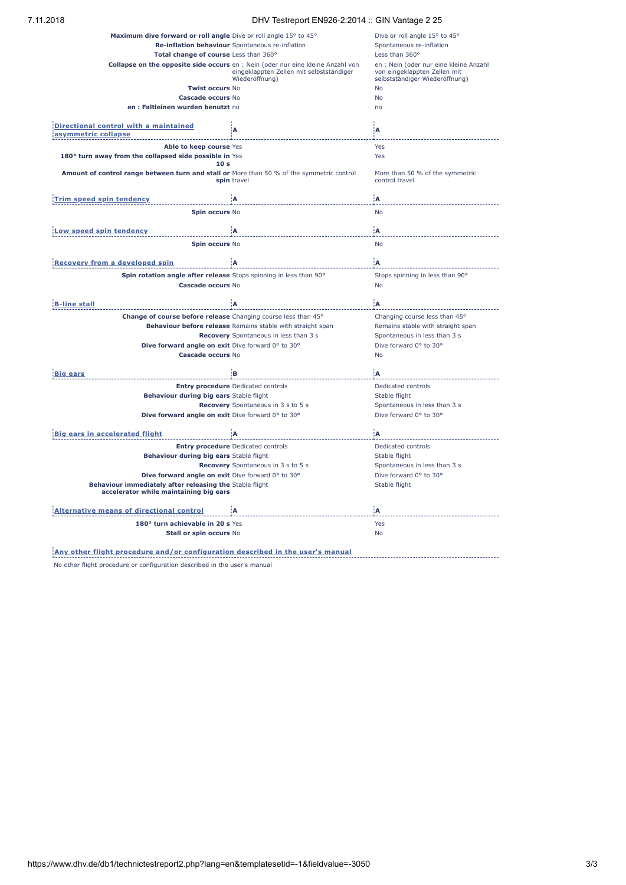| | | |
|---|---|---|
| **Maximum dive forward or roll angle** | Dive or roll angle 15° to 45° | Dive or roll angle 15° to 45° |
| **Re-inflation behaviour** | Spontaneous re-inflation | Spontaneous re-inflation |
| **Total change of course** | Less than 360° | Less than 360° |
| **Collapse on the opposite side occurs** | en : Nein (oder nur eine kleine Anzahl von eingeklappten Zellen mit selbstständiger Wiederöffnung) | en : Nein (oder nur eine kleine Anzahl von eingeklappten Zellen mit selbstständiger Wiederöffnung) |
| **Twist occurs** | No | No |
| **Cascade occurs** | No | No |
| **en : Faltleinen wurden benutzt** | no | no |
| **Directional control with a maintained asymmetric collapse** | **A** | **A** |
| **Able to keep course** | Yes | Yes |
| **180° turn away from the collapsed side possible in 10 s** | Yes | Yes |
| **Amount of control range between turn and stall or spin** | More than 50 % of the symmetric control travel | More than 50 % of the symmetric control travel |
| **Trim speed spin tendency** | **A** | **A** |
| **Spin occurs** | No | No |
| **Low speed spin tendency** | **A** | **A** |
| **Spin occurs** | No | No |
| **Recovery from a developed spin** | **A** | **A** |
| **Spin rotation angle after release** | Stops spinning in less than 90° | Stops spinning in less than 90° |
| **Cascade occurs** | No | No |
| **B-line stall** | **A** | **A** |
| **Change of course before release** | Changing course less than 45° | Changing course less than 45° |
| **Behaviour before release** | Remains stable with straight span | Remains stable with straight span |
| **Recovery** | Spontaneous in less than 3 s | Spontaneous in less than 3 s |
| **Dive forward angle on exit** | Dive forward 0° to 30° | Dive forward 0° to 30° |
| **Cascade occurs** | No | No |
| **Big ears** | **B** | **A** |
| **Entry procedure** | Dedicated controls | Dedicated controls |
| **Behaviour during big ears** | Stable flight | Stable flight |
| **Recovery** | Spontaneous in 3 s to 5 s | Spontaneous in less than 3 s |
| **Dive forward angle on exit** | Dive forward 0° to 30° | Dive forward 0° to 30° |
| **Big ears in accelerated flight** | **A** | **A** |
| **Entry procedure** | Dedicated controls | Dedicated controls |
| **Behaviour during big ears** | Stable flight | Stable flight |
| **Recovery** | Spontaneous in 3 s to 5 s | Spontaneous in less than 3 s |
| **Dive forward angle on exit** | Dive forward 0° to 30° | Dive forward 0° to 30° |
| **Behaviour immediately after releasing the accelerator while maintaining big ears** | Stable flight | Stable flight |
| **Alternative means of directional control** | **A** | **A** |
| **180° turn achievable in 20 s** | Yes | Yes |
| **Stall or spin occurs** | No | No |

**Any other flight procedure and/or configuration described in the user's manual**

No other flight procedure or configuration described in the user's manual